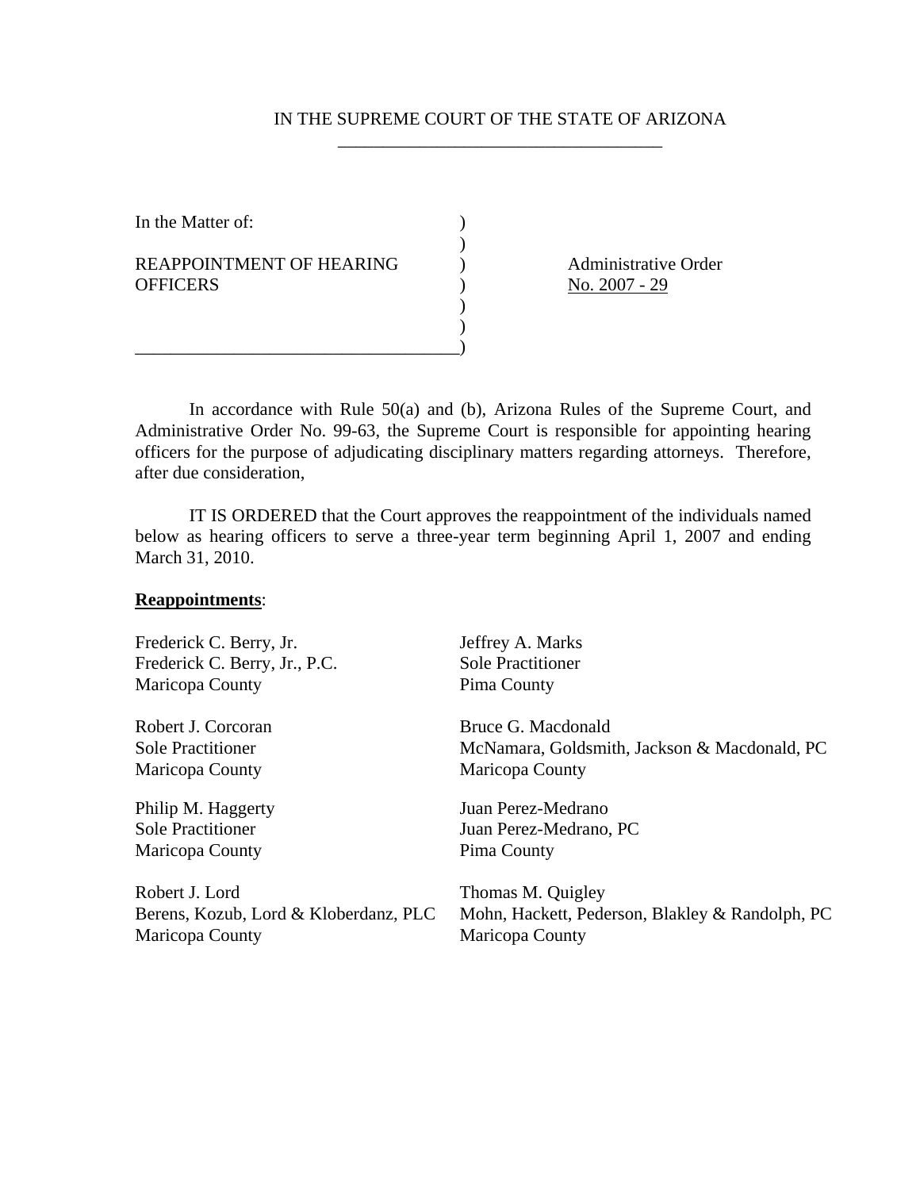IN THE SUPREME COURT OF THE STATE OF ARIZONA

In the Matter of:

REAPPOINTMENT OF HEARING OFFICERS

Administrative Order No. 2007 - 29

In accordance with Rule 50(a) and (b), Arizona Rules of the Supreme Court, and Administrative Order No. 99-63, the Supreme Court is responsible for appointing hearing officers for the purpose of adjudicating disciplinary matters regarding attorneys. Therefore, after due consideration,

IT IS ORDERED that the Court approves the reappointment of the individuals named below as hearing officers to serve a three-year term beginning April 1, 2007 and ending March 31, 2010.

**Reappointments**:

Frederick C. Berry, Jr.
Frederick C. Berry, Jr., P.C.
Maricopa County

Robert J. Corcoran
Sole Practitioner
Maricopa County

Philip M. Haggerty
Sole Practitioner
Maricopa County

Robert J. Lord
Berens, Kozub, Lord & Kloberdanz, PLC
Maricopa County

Jeffrey A. Marks
Sole Practitioner
Pima County

Bruce G. Macdonald
McNamara, Goldsmith, Jackson & Macdonald, PC
Maricopa County

Juan Perez-Medrano
Juan Perez-Medrano, PC
Pima County

Thomas M. Quigley
Mohn, Hackett, Pederson, Blakley & Randolph, PC
Maricopa County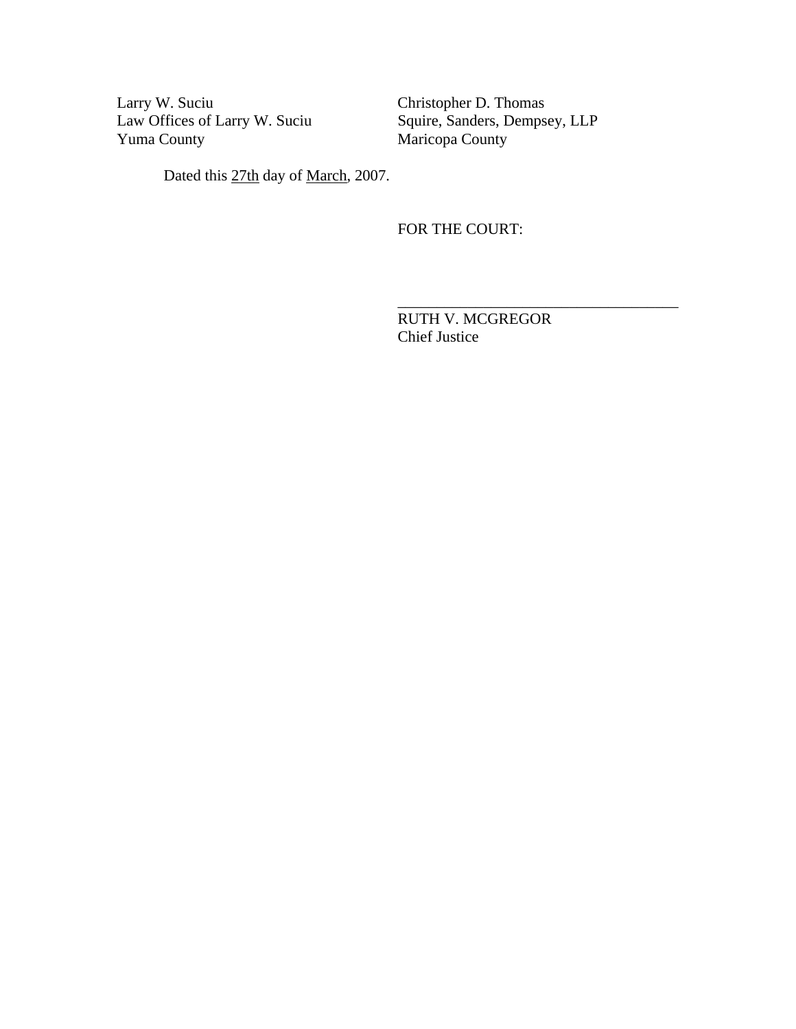Larry W. Suciu
Law Offices of Larry W. Suciu
Yuma County

Christopher D. Thomas
Squire, Sanders, Dempsey, LLP
Maricopa County

Dated this 27th day of March, 2007.

FOR THE COURT:

\_\_\_\_\_\_\_\_\_\_\_\_\_\_\_\_\_\_\_\_\_\_\_\_\_\_\_\_\_\_\_\_\_\_\_\_

RUTH V. MCGREGOR
Chief Justice